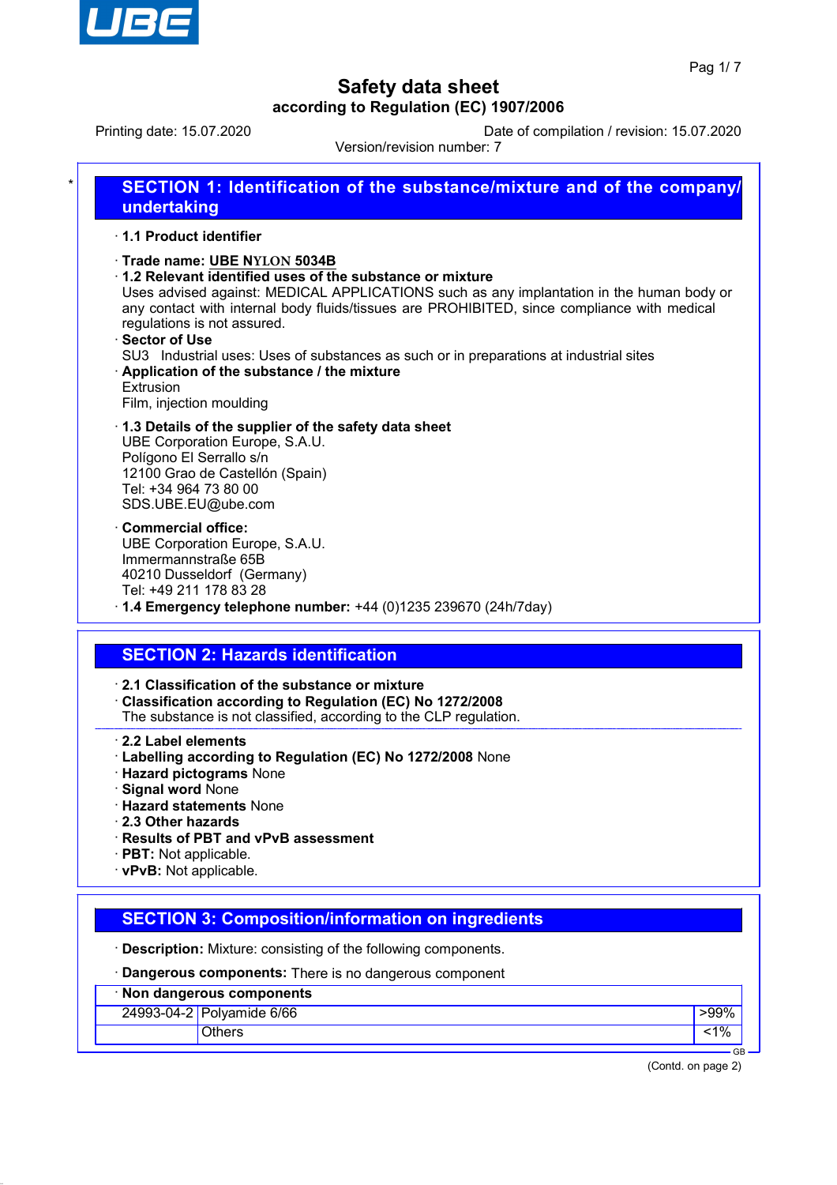# Safety data sheet

**according to Regulation (EC) 1907/2006**

Printing date: 15.07.2020 Date of compilation / revision: 15.07.2020

Version/revision number: 7

## SECTION 1: Identification of the substance/mixture and of the company/undertaking

· **1.1 Product identifier**

· **Trade name: UBE NYLON 5034B**

· **1.2 Relevant identified uses of the substance or mixture**

Uses advised against: MEDICAL APPLICATIONS such as any implantation in the human body or any contact with internal body fluids/tissues are PROHIBITED, since compliance with medical regulations is not assured.

· **Sector of Use**

SU3 Industrial uses: Uses of substances as such or in preparations at industrial sites

· **Application of the substance / the mixture**

Extrusion

Film, injection moulding

· **1.3 Details of the supplier of the safety data sheet**

UBE Corporation Europe, S.A.U.
Polígono El Serrallo s/n
12100 Grao de Castellón (Spain)
Tel: +34 964 73 80 00
SDS.UBE.EU@ube.com

· **Commercial office:**

UBE Corporation Europe, S.A.U.
Immermannstraße 65B
40210 Dusseldorf (Germany)
Tel: +49 211 178 83 28

· **1.4 Emergency telephone number:** +44 (0)1235 239670 (24h/7day)

## SECTION 2: Hazards identification

· **2.1 Classification of the substance or mixture**

· **Classification according to Regulation (EC) No 1272/2008**

The substance is not classified, according to the CLP regulation.

· **2.2 Label elements**

· **Labelling according to Regulation (EC) No 1272/2008** None

· **Hazard pictograms** None

· **Signal word** None

· **Hazard statements** None

· **2.3 Other hazards**

· **Results of PBT and vPvB assessment**

· **PBT:** Not applicable.

· **vPvB:** Not applicable.

## SECTION 3: Composition/information on ingredients

· **Description:** Mixture: consisting of the following components.

· **Dangerous components:** There is no dangerous component

| · **Non dangerous components** | | |
|---|---|---|
| 24993-04-2 | Polyamide 6/66 | >99% |
| | Others | <1% |

(Contd. on page 2)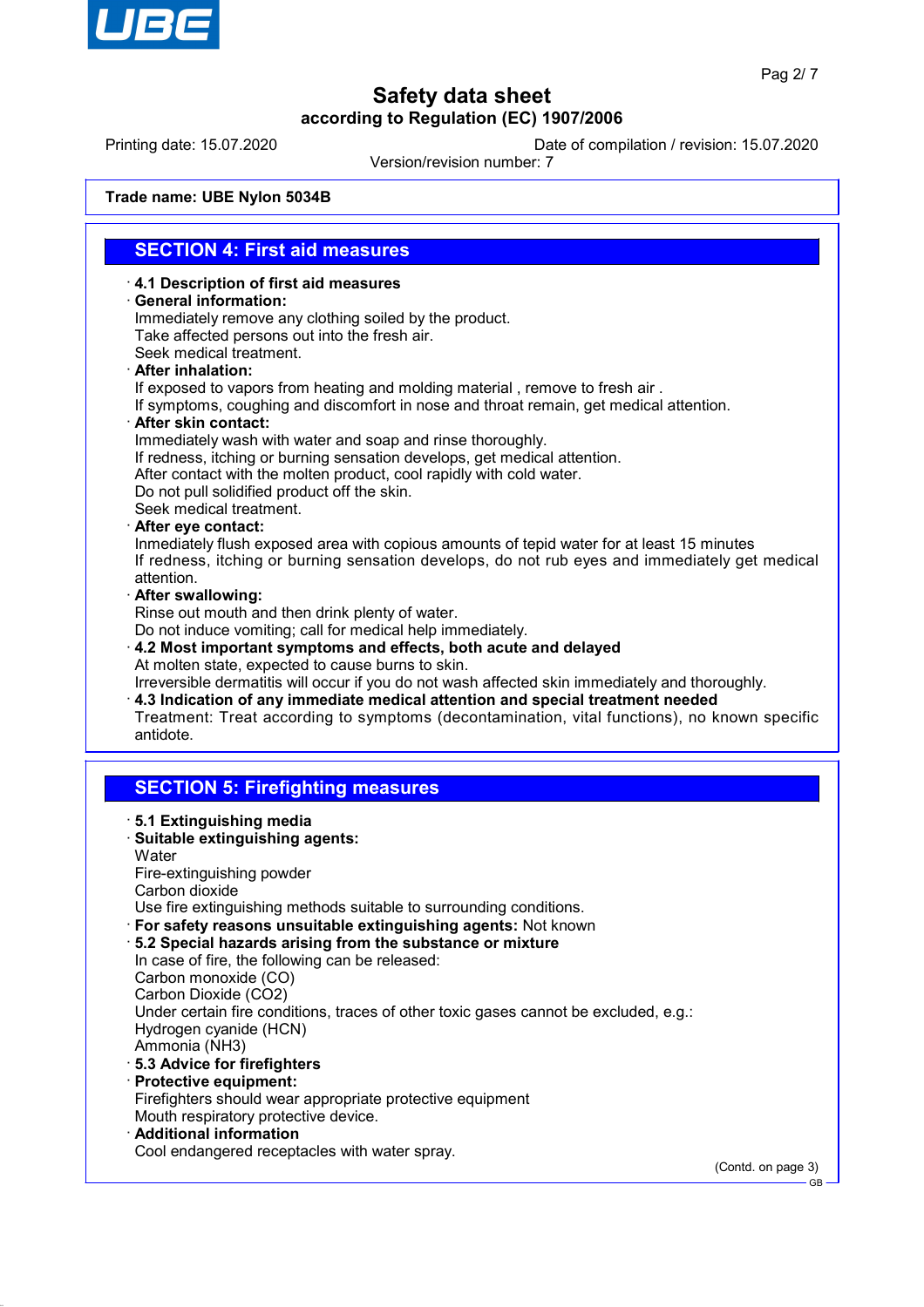Trade name: UBE Nylon 5034B

## SECTION 4: First aid measures

· **4.1 Description of first aid measures**
· **General information:**
Immediately remove any clothing soiled by the product.
Take affected persons out into the fresh air.
Seek medical treatment.
· **After inhalation:**
If exposed to vapors from heating and molding material , remove to fresh air .
If symptoms, coughing and discomfort in nose and throat remain, get medical attention.
· **After skin contact:**
Immediately wash with water and soap and rinse thoroughly.
If redness, itching or burning sensation develops, get medical attention.
After contact with the molten product, cool rapidly with cold water.
Do not pull solidified product off the skin.
Seek medical treatment.
· **After eye contact:**
Inmediately flush exposed area with copious amounts of tepid water for at least 15 minutes
If redness, itching or burning sensation develops, do not rub eyes and immediately get medical attention.
· **After swallowing:**
Rinse out mouth and then drink plenty of water.
Do not induce vomiting; call for medical help immediately.
· **4.2 Most important symptoms and effects, both acute and delayed**
At molten state, expected to cause burns to skin.
Irreversible dermatitis will occur if you do not wash affected skin immediately and thoroughly.
· **4.3 Indication of any immediate medical attention and special treatment needed**
Treatment: Treat according to symptoms (decontamination, vital functions), no known specific antidote.

## SECTION 5: Firefighting measures

· **5.1 Extinguishing media**
· **Suitable extinguishing agents:**
Water
Fire-extinguishing powder
Carbon dioxide
Use fire extinguishing methods suitable to surrounding conditions.
· **For safety reasons unsuitable extinguishing agents:** Not known
· **5.2 Special hazards arising from the substance or mixture**
In case of fire, the following can be released:
Carbon monoxide (CO)
Carbon Dioxide ($CO_2$)
Under certain fire conditions, traces of other toxic gases cannot be excluded, e.g.:
Hydrogen cyanide (HCN)
Ammonia ($NH_3$)
· **5.3 Advice for firefighters**
· **Protective equipment:**
Firefighters should wear appropriate protective equipment
Mouth respiratory protective device.
· **Additional information**
Cool endangered receptacles with water spray.

(Contd. on page 3)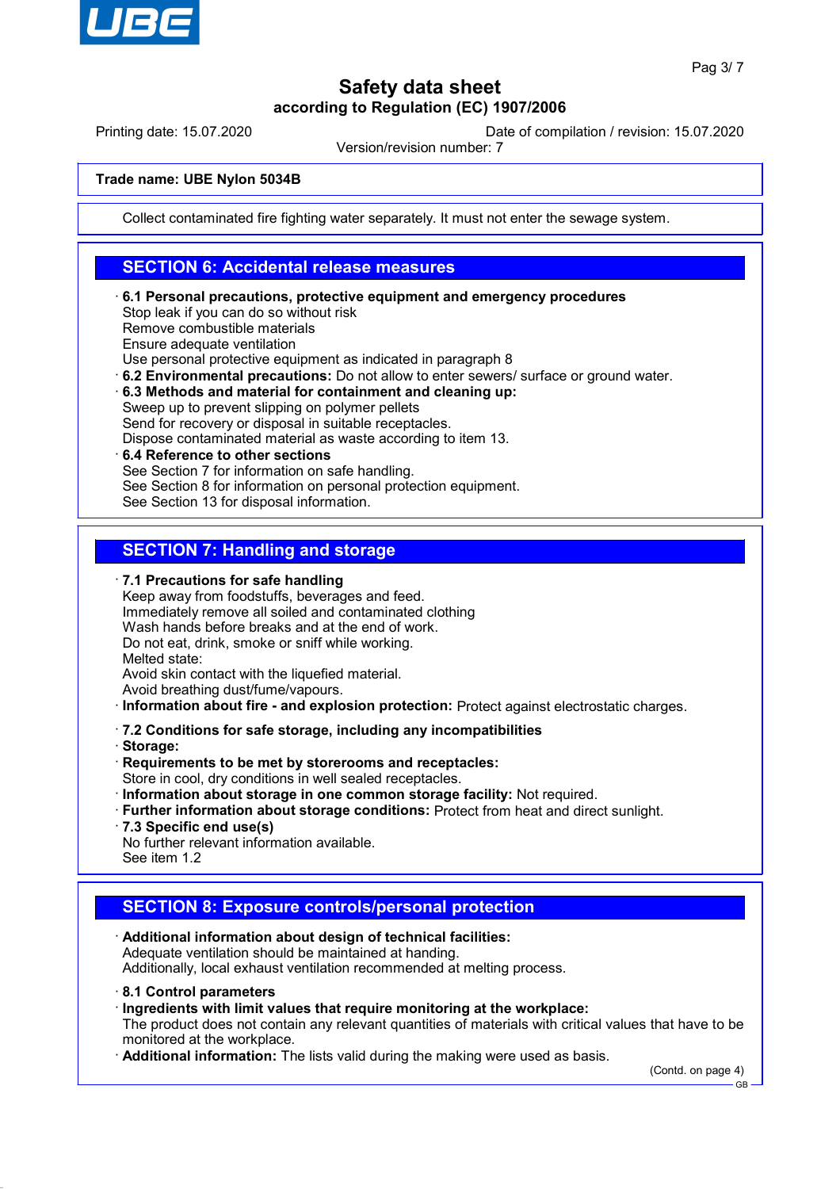**Trade name: UBE Nylon 5034B**

Collect contaminated fire fighting water separately. It must not enter the sewage system.

## SECTION 6: Accidental release measures

· **6.1 Personal precautions, protective equipment and emergency procedures**
Stop leak if you can do so without risk
Remove combustible materials
Ensure adequate ventilation
Use personal protective equipment as indicated in paragraph 8

· **6.2 Environmental precautions:** Do not allow to enter sewers/ surface or ground water.

· **6.3 Methods and material for containment and cleaning up:**
Sweep up to prevent slipping on polymer pellets
Send for recovery or disposal in suitable receptacles.
Dispose contaminated material as waste according to item 13.

· **6.4 Reference to other sections**
See Section 7 for information on safe handling.
See Section 8 for information on personal protection equipment.
See Section 13 for disposal information.

## SECTION 7: Handling and storage

· **7.1 Precautions for safe handling**
Keep away from foodstuffs, beverages and feed.
Immediately remove all soiled and contaminated clothing
Wash hands before breaks and at the end of work.
Do not eat, drink, smoke or sniff while working.
Melted state:
Avoid skin contact with the liquefied material.
Avoid breathing dust/fume/vapours.

· **Information about fire - and explosion protection:** Protect against electrostatic charges.

· **7.2 Conditions for safe storage, including any incompatibilities**

· **Storage:**

· **Requirements to be met by storerooms and receptacles:**
Store in cool, dry conditions in well sealed receptacles.

· **Information about storage in one common storage facility:** Not required.

· **Further information about storage conditions:** Protect from heat and direct sunlight.

· **7.3 Specific end use(s)**
No further relevant information available.
See item 1.2

## SECTION 8: Exposure controls/personal protection

· **Additional information about design of technical facilities:**
Adequate ventilation should be maintained at handing.
Additionally, local exhaust ventilation recommended at melting process.

· **8.1 Control parameters**

· **Ingredients with limit values that require monitoring at the workplace:**
The product does not contain any relevant quantities of materials with critical values that have to be monitored at the workplace.

· **Additional information:** The lists valid during the making were used as basis.

(Contd. on page 4)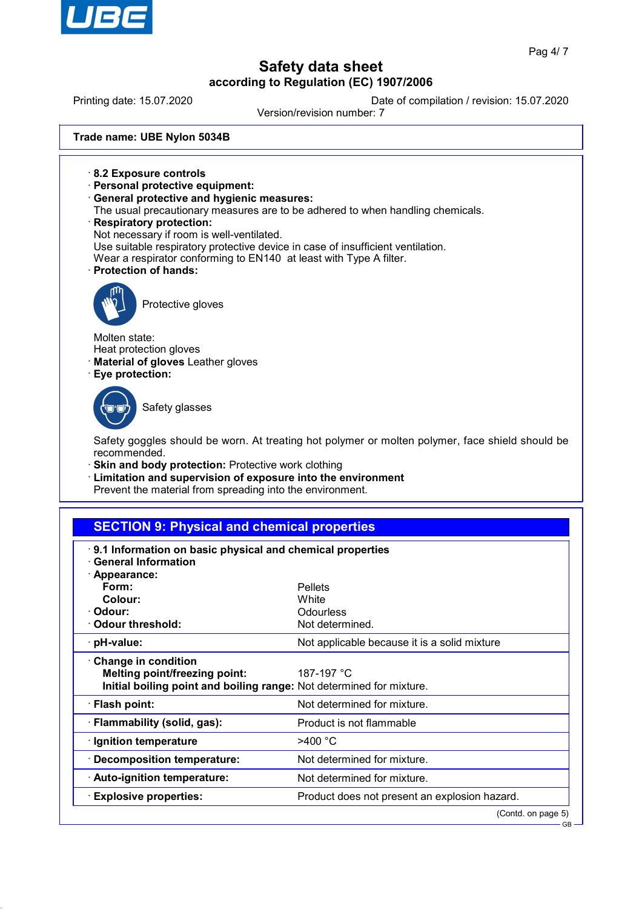Trade name: UBE Nylon 5034B

· **8.2 Exposure controls**
· **Personal protective equipment:**
· **General protective and hygienic measures:**
The usual precautionary measures are to be adhered to when handling chemicals.
· **Respiratory protection:**
Not necessary if room is well-ventilated.
Use suitable respiratory protective device in case of insufficient ventilation.
Wear a respirator conforming to EN140 at least with Type A filter.
· **Protection of hands:**

Protective gloves

Molten state:
Heat protection gloves
· **Material of gloves** Leather gloves
· **Eye protection:**

Safety glasses

Safety goggles should be worn. At treating hot polymer or molten polymer, face shield should be recommended.
· **Skin and body protection:** Protective work clothing
· **Limitation and supervision of exposure into the environment**
Prevent the material from spreading into the environment.

## SECTION 9: Physical and chemical properties

· **9.1 Information on basic physical and chemical properties**
· **General Information**
· **Appearance:**

| | |
|---|---|
| **Form:** | Pellets |
| **Colour:** | White |
| · **Odour:** | Odourless |
| · **Odour threshold:** | Not determined. |
| · **pH-value:** | Not applicable because it is a solid mixture |
| · **Change in condition** | |
| **Melting point/freezing point:** | 187-197 °C |
| **Initial boiling point and boiling range:** | Not determined for mixture. |
| · **Flash point:** | Not determined for mixture. |
| · **Flammability (solid, gas):** | Product is not flammable |
| · **Ignition temperature** | >400 °C |
| · **Decomposition temperature:** | Not determined for mixture. |
| · **Auto-ignition temperature:** | Not determined for mixture. |
| · **Explosive properties:** | Product does not present an explosion hazard. |

(Contd. on page 5)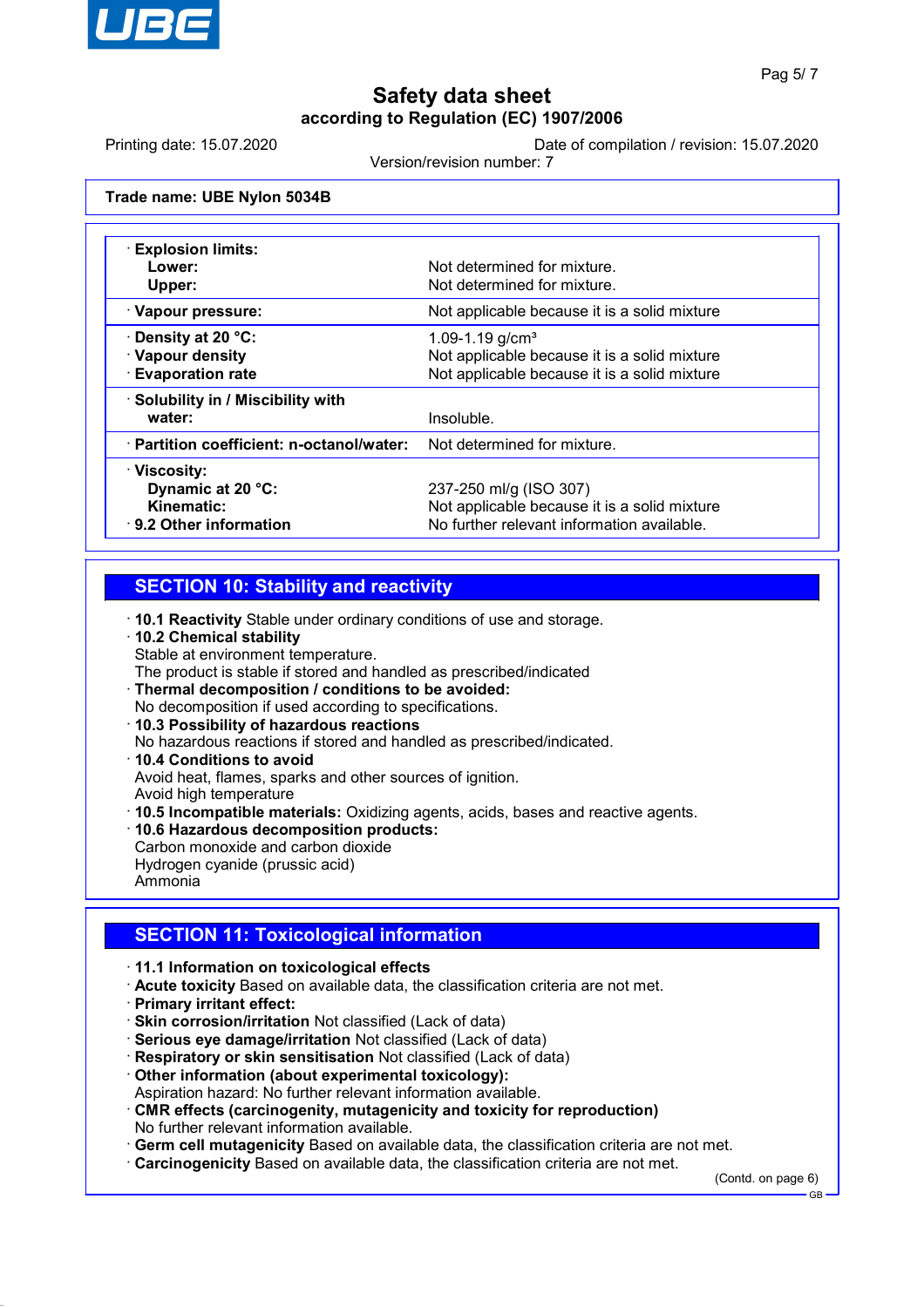**Trade name: UBE Nylon 5034B**

| Property | Value |
|---|---|
| · **Explosion limits:** | |
| **Lower:** | Not determined for mixture. |
| **Upper:** | Not determined for mixture. |
| · **Vapour pressure:** | Not applicable because it is a solid mixture |
| · **Density at 20 °C:** | 1.09-1.19 g/cm³ |
| · **Vapour density** | Not applicable because it is a solid mixture |
| · **Evaporation rate** | Not applicable because it is a solid mixture |
| · **Solubility in / Miscibility with water:** | Insoluble. |
| · **Partition coefficient: n-octanol/water:** | Not determined for mixture. |
| · **Viscosity:** | |
| **Dynamic at 20 °C:** | 237-250 ml/g (ISO 307) |
| **Kinematic:** | Not applicable because it is a solid mixture |
| · **9.2 Other information** | No further relevant information available. |

## SECTION 10: Stability and reactivity

· **10.1 Reactivity** Stable under ordinary conditions of use and storage.
· **10.2 Chemical stability**
Stable at environment temperature.
The product is stable if stored and handled as prescribed/indicated
· **Thermal decomposition / conditions to be avoided:**
No decomposition if used according to specifications.
· **10.3 Possibility of hazardous reactions**
No hazardous reactions if stored and handled as prescribed/indicated.
· **10.4 Conditions to avoid**
Avoid heat, flames, sparks and other sources of ignition.
Avoid high temperature
· **10.5 Incompatible materials:** Oxidizing agents, acids, bases and reactive agents.
· **10.6 Hazardous decomposition products:**
Carbon monoxide and carbon dioxide
Hydrogen cyanide (prussic acid)
Ammonia

## SECTION 11: Toxicological information

· **11.1 Information on toxicological effects**
· **Acute toxicity** Based on available data, the classification criteria are not met.
· **Primary irritant effect:**
· **Skin corrosion/irritation** Not classified (Lack of data)
· **Serious eye damage/irritation** Not classified (Lack of data)
· **Respiratory or skin sensitisation** Not classified (Lack of data)
· **Other information (about experimental toxicology):**
Aspiration hazard: No further relevant information available.
· **CMR effects (carcinogenity, mutagenicity and toxicity for reproduction)**
No further relevant information available.
· **Germ cell mutagenicity** Based on available data, the classification criteria are not met.
· **Carcinogenicity** Based on available data, the classification criteria are not met.

(Contd. on page 6)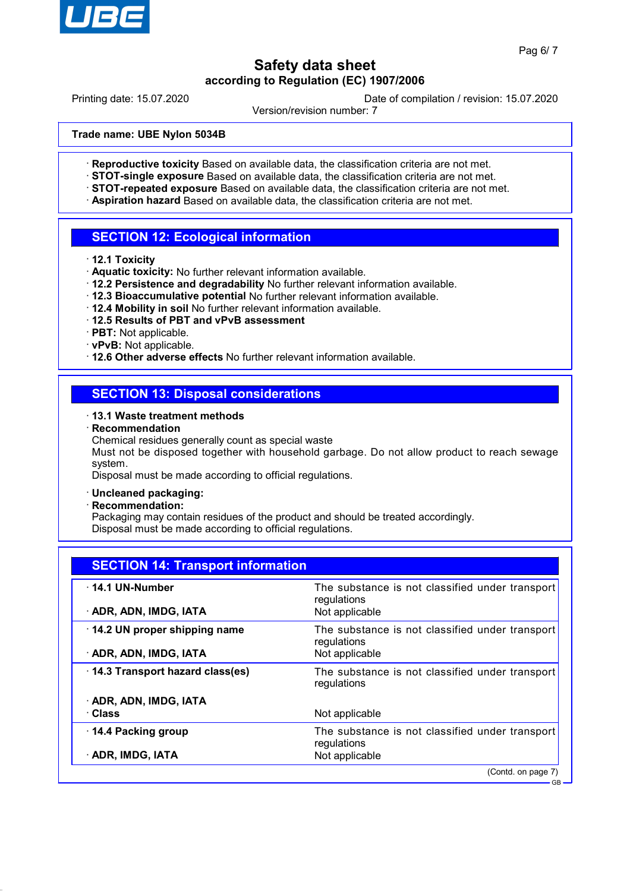Trade name: UBE Nylon 5034B

- **Reproductive toxicity** Based on available data, the classification criteria are not met.
- **STOT-single exposure** Based on available data, the classification criteria are not met.
- **STOT-repeated exposure** Based on available data, the classification criteria are not met.
- **Aspiration hazard** Based on available data, the classification criteria are not met.

## SECTION 12: Ecological information

- **12.1 Toxicity**
- **Aquatic toxicity:** No further relevant information available.
- **12.2 Persistence and degradability** No further relevant information available.
- **12.3 Bioaccumulative potential** No further relevant information available.
- **12.4 Mobility in soil** No further relevant information available.
- **12.5 Results of PBT and vPvB assessment**
- **PBT:** Not applicable.
- **vPvB:** Not applicable.
- **12.6 Other adverse effects** No further relevant information available.

## SECTION 13: Disposal considerations

- **13.1 Waste treatment methods**
- **Recommendation**

  Chemical residues generally count as special waste

  Must not be disposed together with household garbage. Do not allow product to reach sewage system.

  Disposal must be made according to official regulations.

- **Uncleaned packaging:**
- **Recommendation:**

  Packaging may contain residues of the product and should be treated accordingly.

  Disposal must be made according to official regulations.

## SECTION 14: Transport information

| | |
|---|---|
| **14.1 UN-Number** | The substance is not classified under transport regulations |
| **ADR, ADN, IMDG, IATA** | Not applicable |
| **14.2 UN proper shipping name** | The substance is not classified under transport regulations |
| **ADR, ADN, IMDG, IATA** | Not applicable |
| **14.3 Transport hazard class(es)** | The substance is not classified under transport regulations |
| **ADR, ADN, IMDG, IATA** | |
| **Class** | Not applicable |
| **14.4 Packing group** | The substance is not classified under transport regulations |
| **ADR, IMDG, IATA** | Not applicable |

(Contd. on page 7)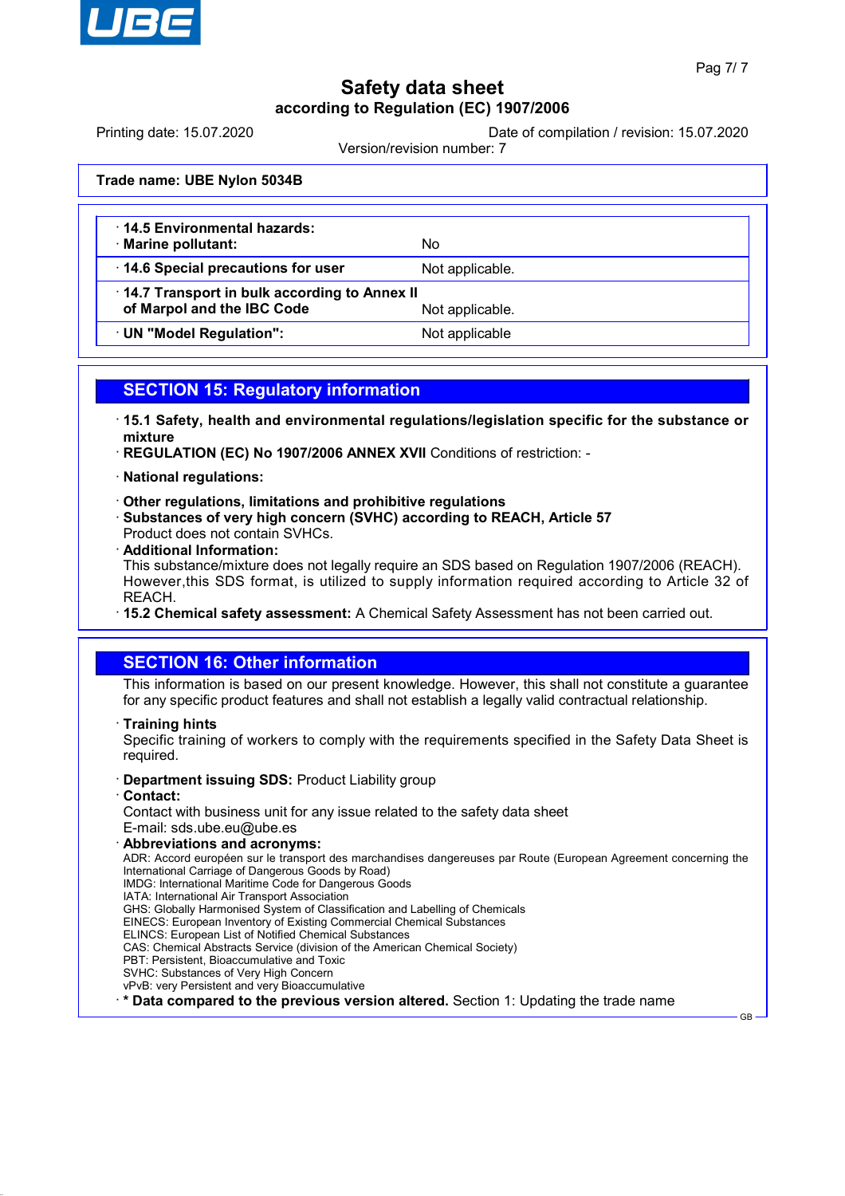Trade name: **UBE Nylon 5034B**

| | |
|---|---|
| · **14.5 Environmental hazards:** · **Marine pollutant:** | No |
| · **14.6 Special precautions for user** | Not applicable. |
| · **14.7 Transport in bulk according to Annex II of Marpol and the IBC Code** | Not applicable. |
| · **UN "Model Regulation":** | Not applicable |

## SECTION 15: Regulatory information

· **15.1 Safety, health and environmental regulations/legislation specific for the substance or mixture**
· **REGULATION (EC) No 1907/2006 ANNEX XVII** Conditions of restriction: -

· **National regulations:**

· **Other regulations, limitations and prohibitive regulations**
· **Substances of very high concern (SVHC) according to REACH, Article 57**
Product does not contain SVHCs.
· **Additional Information:**
This substance/mixture does not legally require an SDS based on Regulation 1907/2006 (REACH). However,this SDS format, is utilized to supply information required according to Article 32 of REACH.
· **15.2 Chemical safety assessment:** A Chemical Safety Assessment has not been carried out.

## SECTION 16: Other information

This information is based on our present knowledge. However, this shall not constitute a guarantee for any specific product features and shall not establish a legally valid contractual relationship.

· **Training hints**
Specific training of workers to comply with the requirements specified in the Safety Data Sheet is required.

· **Department issuing SDS:** Product Liability group
· **Contact:**
Contact with business unit for any issue related to the safety data sheet
E-mail: sds.ube.eu@ube.es
· **Abbreviations and acronyms:**
ADR: Accord européen sur le transport des marchandises dangereuses par Route (European Agreement concerning the International Carriage of Dangerous Goods by Road)
IMDG: International Maritime Code for Dangerous Goods
IATA: International Air Transport Association
GHS: Globally Harmonised System of Classification and Labelling of Chemicals
EINECS: European Inventory of Existing Commercial Chemical Substances
ELINCS: European List of Notified Chemical Substances
CAS: Chemical Abstracts Service (division of the American Chemical Society)
PBT: Persistent, Bioaccumulative and Toxic
SVHC: Substances of Very High Concern
vPvB: very Persistent and very Bioaccumulative
· * **Data compared to the previous version altered.** Section 1: Updating the trade name